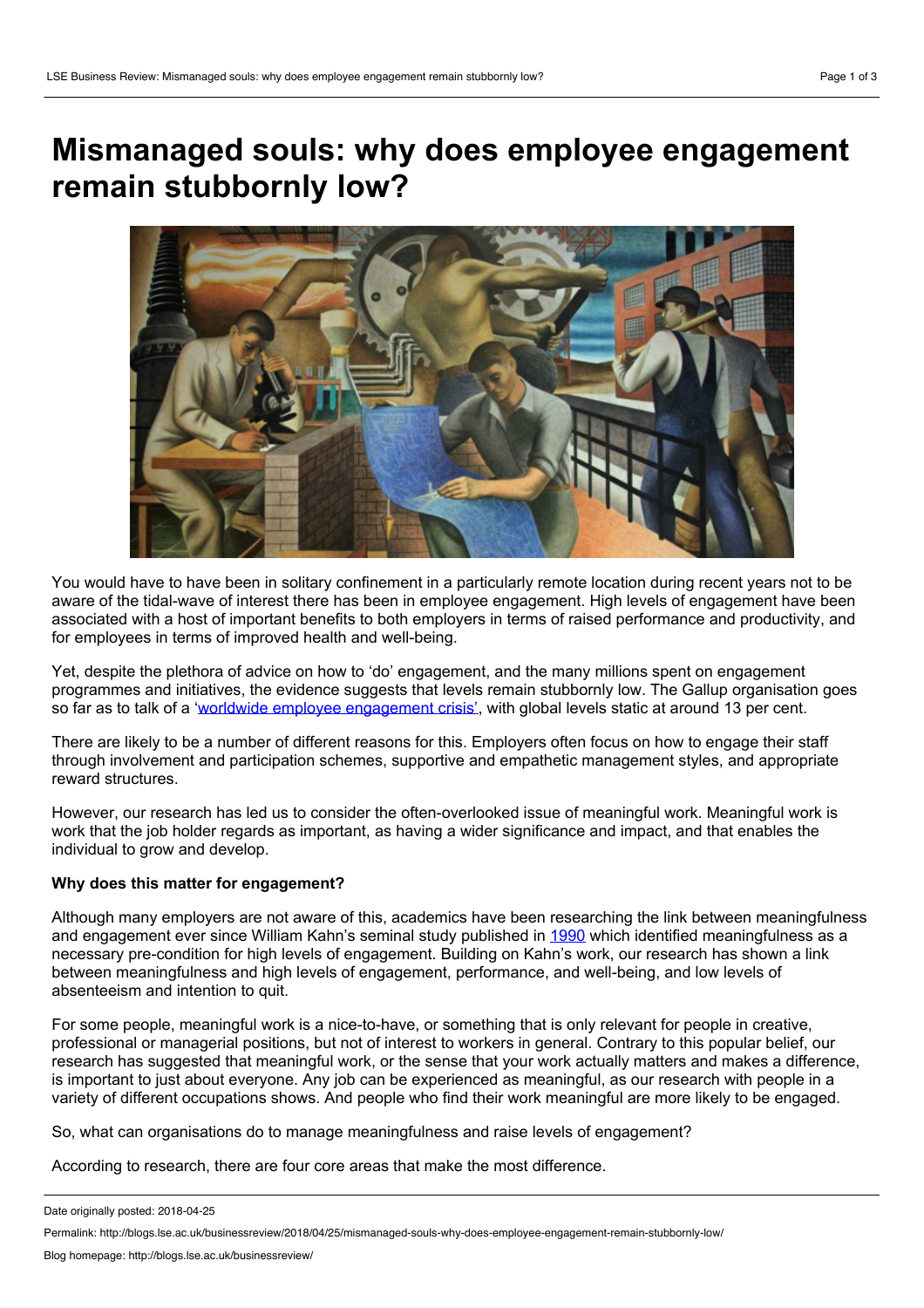# Mismanaged souls: why does employee engagement remain stubbornly low?

You would have to have been in solitary confinement in a particularly remote location during recent years not to be aware of the tidal-wave of interest there has been in employee engagement. High levels of engagement have been associated with a host of important benefits to both employers in terms of raised performance and productivity, and for employees in terms of improved health and well-being.

Yet, despite the plethora of advice on how to 'do' engagement, and the many millions spent on engagement programmes and initiatives, the evidence suggests that levels remain stubbornly low. The Gallup organisation goes so far as to talk of a 'worldwide employee engagement crisis', with global levels static at around 13 per cent.

There are likely to be a number of different reasons for this. Employers often focus on how to engage their staff through involvement and participation schemes, supportive and empathetic management styles, and appropriate reward structures.

However, our research has led us to consider the often-overlooked issue of meaningful work. Meaningful work is work that the job holder regards as important, as having a wider significance and impact, and that enables the individual to grow and develop.

**Why does this matter for engagement?**

Although many employers are not aware of this, academics have been researching the link between meaningfulness and engagement ever since William Kahn's seminal study published in 1990 which identified meaningfulness as a necessary pre-condition for high levels of engagement. Building on Kahn's work, our research has shown a link between meaningfulness and high levels of engagement, performance, and well-being, and low levels of absenteeism and intention to quit.

For some people, meaningful work is a nice-to-have, or something that is only relevant for people in creative, professional or managerial positions, but not of interest to workers in general. Contrary to this popular belief, our research has suggested that meaningful work, or the sense that your work actually matters and makes a difference, is important to just about everyone. Any job can be experienced as meaningful, as our research with people in a variety of different occupations shows. And people who find their work meaningful are more likely to be engaged.

So, what can organisations do to manage meaningfulness and raise levels of engagement?

According to research, there are four core areas that make the most difference.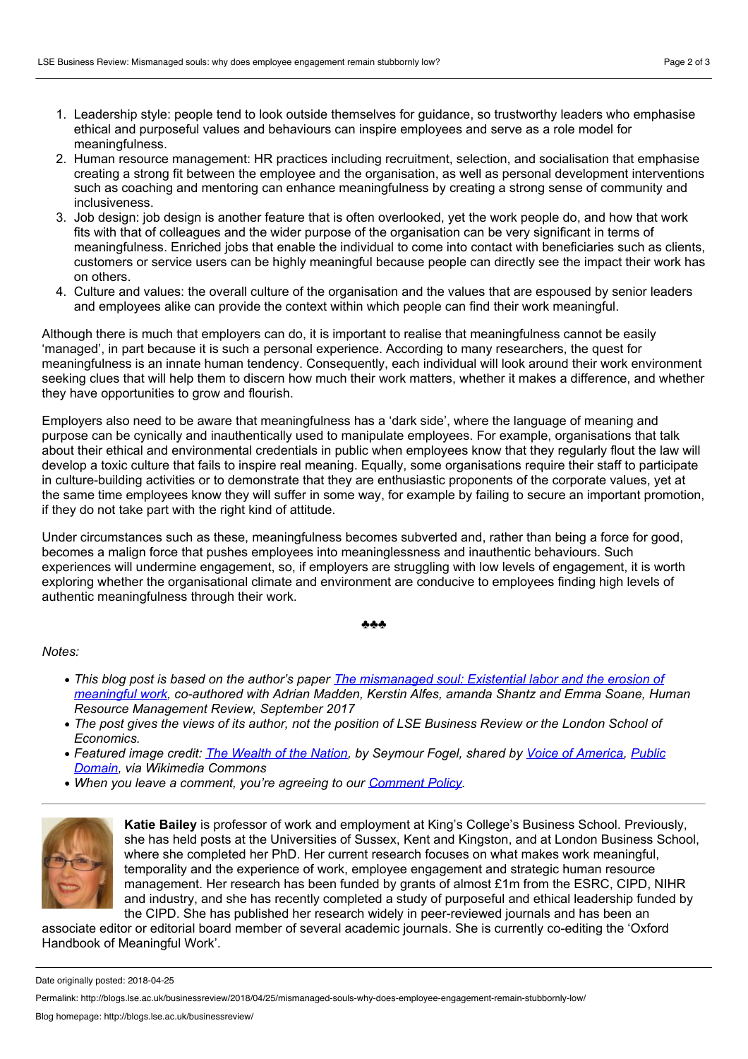1. Leadership style: people tend to look outside themselves for guidance, so trustworthy leaders who emphasise ethical and purposeful values and behaviours can inspire employees and serve as a role model for meaningfulness.
2. Human resource management: HR practices including recruitment, selection, and socialisation that emphasise creating a strong fit between the employee and the organisation, as well as personal development interventions such as coaching and mentoring can enhance meaningfulness by creating a strong sense of community and inclusiveness.
3. Job design: job design is another feature that is often overlooked, yet the work people do, and how that work fits with that of colleagues and the wider purpose of the organisation can be very significant in terms of meaningfulness. Enriched jobs that enable the individual to come into contact with beneficiaries such as clients, customers or service users can be highly meaningful because people can directly see the impact their work has on others.
4. Culture and values: the overall culture of the organisation and the values that are espoused by senior leaders and employees alike can provide the context within which people can find their work meaningful.

Although there is much that employers can do, it is important to realise that meaningfulness cannot be easily 'managed', in part because it is such a personal experience. According to many researchers, the quest for meaningfulness is an innate human tendency. Consequently, each individual will look around their work environment seeking clues that will help them to discern how much their work matters, whether it makes a difference, and whether they have opportunities to grow and flourish.

Employers also need to be aware that meaningfulness has a 'dark side', where the language of meaning and purpose can be cynically and inauthentically used to manipulate employees. For example, organisations that talk about their ethical and environmental credentials in public when employees know that they regularly flout the law will develop a toxic culture that fails to inspire real meaning. Equally, some organisations require their staff to participate in culture-building activities or to demonstrate that they are enthusiastic proponents of the corporate values, yet at the same time employees know they will suffer in some way, for example by failing to secure an important promotion, if they do not take part with the right kind of attitude.

Under circumstances such as these, meaningfulness becomes subverted and, rather than being a force for good, becomes a malign force that pushes employees into meaninglessness and inauthentic behaviours. Such experiences will undermine engagement, so, if employers are struggling with low levels of engagement, it is worth exploring whether the organisational climate and environment are conducive to employees finding high levels of authentic meaningfulness through their work.

♣♣♣

*Notes:*

- *This blog post is based on the author's paper The mismanaged soul: Existential labor and the erosion of meaningful work, co-authored with Adrian Madden, Kerstin Alfes, amanda Shantz and Emma Soane, Human Resource Management Review, September 2017*
- *The post gives the views of its author, not the position of LSE Business Review or the London School of Economics.*
- *Featured image credit: The Wealth of the Nation, by Seymour Fogel, shared by Voice of America, Public Domain, via Wikimedia Commons*
- *When you leave a comment, you're agreeing to our Comment Policy.*

**Katie Bailey** is professor of work and employment at King's College's Business School. Previously, she has held posts at the Universities of Sussex, Kent and Kingston, and at London Business School, where she completed her PhD. Her current research focuses on what makes work meaningful, temporality and the experience of work, employee engagement and strategic human resource management. Her research has been funded by grants of almost £1m from the ESRC, CIPD, NIHR and industry, and she has recently completed a study of purposeful and ethical leadership funded by the CIPD. She has published her research widely in peer-reviewed journals and has been an associate editor or editorial board member of several academic journals. She is currently co-editing the 'Oxford Handbook of Meaningful Work'.

Date originally posted: 2018-04-25

Permalink: http://blogs.lse.ac.uk/businessreview/2018/04/25/mismanaged-souls-why-does-employee-engagement-remain-stubbornly-low/

Blog homepage: http://blogs.lse.ac.uk/businessreview/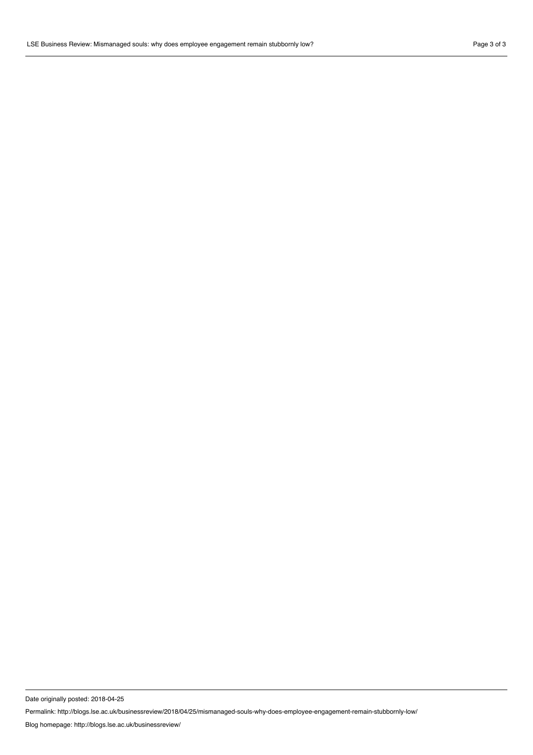Date originally posted: 2018-04-25

Permalink: http://blogs.lse.ac.uk/businessreview/2018/04/25/mismanaged-souls-why-does-employee-engagement-remain-stubbornly-low/

Blog homepage: http://blogs.lse.ac.uk/businessreview/